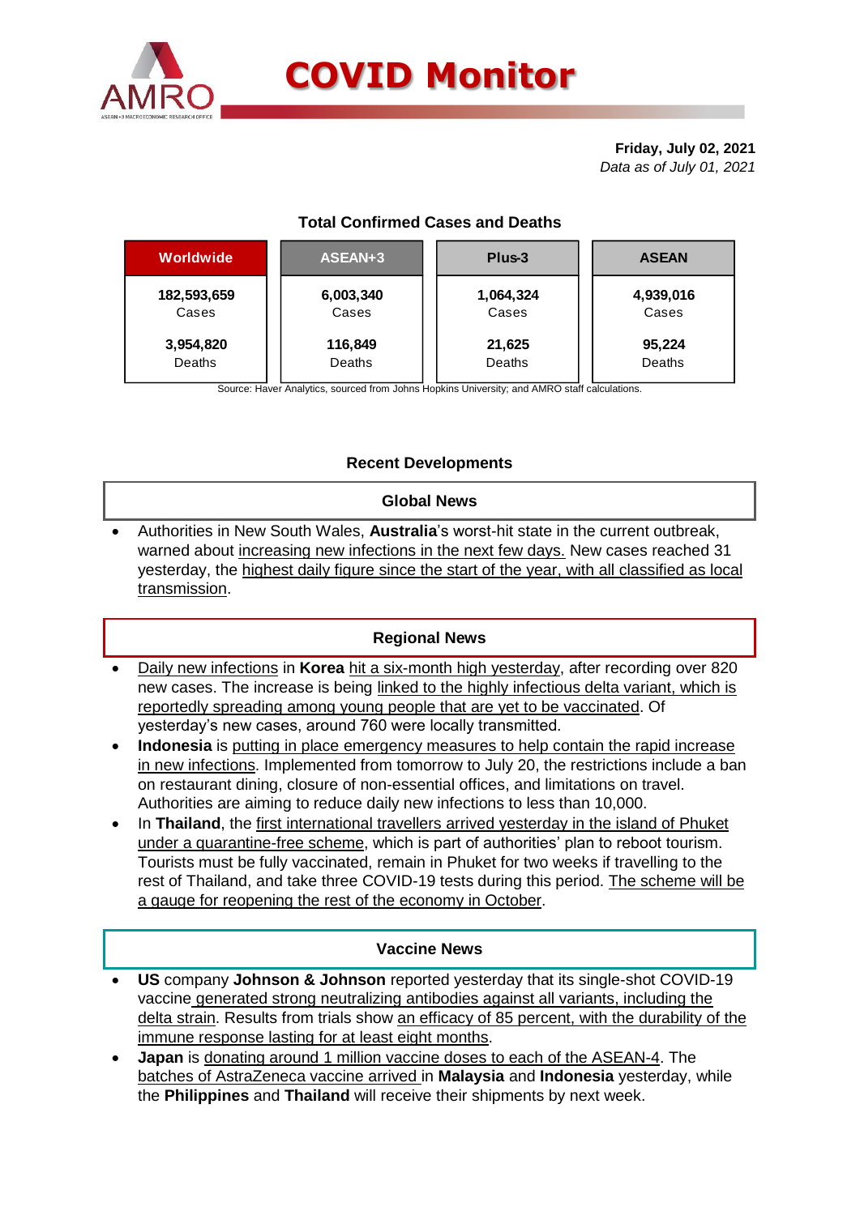# COVID Monitor

**Friday, July 02, 2021**
*Data as of July 01, 2021*

### Total Confirmed Cases and Deaths

| Worldwide | ASEAN+3 | Plus-3 | ASEAN |
|---|---|---|---|
| **182,593,659** Cases | **6,003,340** Cases | **1,064,324** Cases | **4,939,016** Cases |
| **3,954,820** Deaths | **116,849** Deaths | **21,625** Deaths | **95,224** Deaths |

Source: Haver Analytics, sourced from Johns Hopkins University; and AMRO staff calculations.

## Recent Developments

### Global News

- Authorities in New South Wales, **Australia**'s worst-hit state in the current outbreak, warned about increasing new infections in the next few days. New cases reached 31 yesterday, the highest daily figure since the start of the year, with all classified as local transmission.

### Regional News

- Daily new infections in **Korea** hit a six-month high yesterday, after recording over 820 new cases. The increase is being linked to the highly infectious delta variant, which is reportedly spreading among young people that are yet to be vaccinated. Of yesterday's new cases, around 760 were locally transmitted.
- **Indonesia** is putting in place emergency measures to help contain the rapid increase in new infections. Implemented from tomorrow to July 20, the restrictions include a ban on restaurant dining, closure of non-essential offices, and limitations on travel. Authorities are aiming to reduce daily new infections to less than 10,000.
- In **Thailand**, the first international travellers arrived yesterday in the island of Phuket under a quarantine-free scheme, which is part of authorities' plan to reboot tourism. Tourists must be fully vaccinated, remain in Phuket for two weeks if travelling to the rest of Thailand, and take three COVID-19 tests during this period. The scheme will be a gauge for reopening the rest of the economy in October.

### Vaccine News

- **US** company **Johnson & Johnson** reported yesterday that its single-shot COVID-19 vaccine generated strong neutralizing antibodies against all variants, including the delta strain. Results from trials show an efficacy of 85 percent, with the durability of the immune response lasting for at least eight months.
- **Japan** is donating around 1 million vaccine doses to each of the ASEAN-4. The batches of AstraZeneca vaccine arrived in **Malaysia** and **Indonesia** yesterday, while the **Philippines** and **Thailand** will receive their shipments by next week.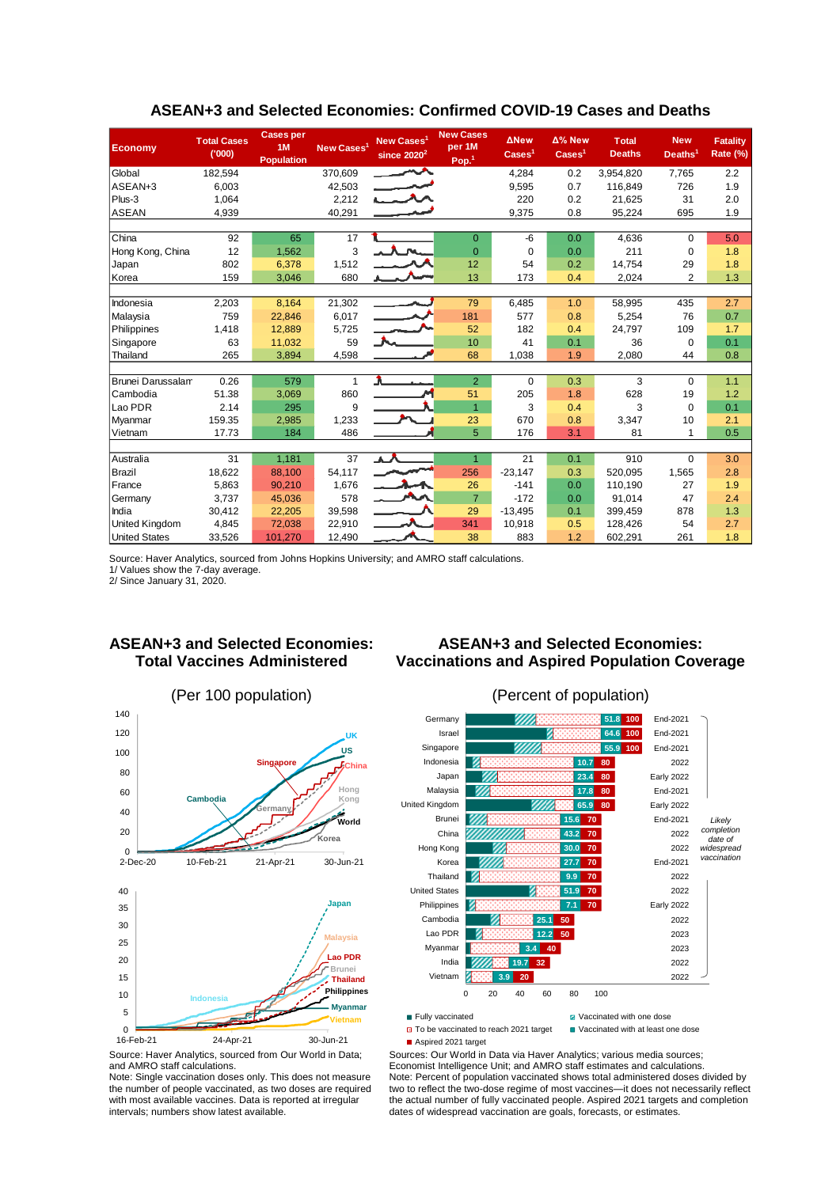## ASEAN+3 and Selected Economies: Confirmed COVID-19 Cases and Deaths

| Economy | Total Cases ('000) | Cases per 1M Population | New Cases[1] | New Cases[1] since 2020[2] | New Cases per 1M Pop.[1] | ΔNew Cases[1] | Δ% New Cases[1] | Total Deaths | New Deaths[1] | Fatality Rate (%) |
|---|---|---|---|---|---|---|---|---|---|---|
| Global | 182,594 | | 370,609 | | | 4,284 | 0.2 | 3,954,820 | 7,765 | 2.2 |
| ASEAN+3 | 6,003 | | 42,503 | | | 9,595 | 0.7 | 116,849 | 726 | 1.9 |
| Plus-3 | 1,064 | | 2,212 | | | 220 | 0.2 | 21,625 | 31 | 2.0 |
| ASEAN | 4,939 | | 40,291 | | | 9,375 | 0.8 | 95,224 | 695 | 1.9 |
| China | 92 | 65 | 17 | | 0 | -6 | 0.0 | 4,636 | 0 | 5.0 |
| Hong Kong, China | 12 | 1,562 | 3 | | 0 | 0 | 0.0 | 211 | 0 | 1.8 |
| Japan | 802 | 6,378 | 1,512 | | 12 | 54 | 0.2 | 14,754 | 29 | 1.8 |
| Korea | 159 | 3,046 | 680 | | 13 | 173 | 0.4 | 2,024 | 2 | 1.3 |
| Indonesia | 2,203 | 8,164 | 21,302 | | 79 | 6,485 | 1.0 | 58,995 | 435 | 2.7 |
| Malaysia | 759 | 22,846 | 6,017 | | 181 | 577 | 0.8 | 5,254 | 76 | 0.7 |
| Philippines | 1,418 | 12,889 | 5,725 | | 52 | 182 | 0.4 | 24,797 | 109 | 1.7 |
| Singapore | 63 | 11,032 | 59 | | 10 | 41 | 0.1 | 36 | 0 | 0.1 |
| Thailand | 265 | 3,894 | 4,598 | | 68 | 1,038 | 1.9 | 2,080 | 44 | 0.8 |
| Brunei Darussalam | 0.26 | 579 | 1 | | 2 | 0 | 0.3 | 3 | 0 | 1.1 |
| Cambodia | 51.38 | 3,069 | 860 | | 51 | 205 | 1.8 | 628 | 19 | 1.2 |
| Lao PDR | 2.14 | 295 | 9 | | 1 | 3 | 0.4 | 3 | 0 | 0.1 |
| Myanmar | 159.35 | 2,985 | 1,233 | | 23 | 670 | 0.8 | 3,347 | 10 | 2.1 |
| Vietnam | 17.73 | 184 | 486 | | 5 | 176 | 3.1 | 81 | 1 | 0.5 |
| Australia | 31 | 1,181 | 37 | | 1 | 21 | 0.1 | 910 | 0 | 3.0 |
| Brazil | 18,622 | 88,100 | 54,117 | | 256 | -23,147 | 0.3 | 520,095 | 1,565 | 2.8 |
| France | 5,863 | 90,210 | 1,676 | | 26 | -141 | 0.0 | 110,190 | 27 | 1.9 |
| Germany | 3,737 | 45,036 | 578 | | 7 | -172 | 0.0 | 91,014 | 47 | 2.4 |
| India | 30,412 | 22,205 | 39,598 | | 29 | -13,495 | 0.1 | 399,459 | 878 | 1.3 |
| United Kingdom | 4,845 | 72,038 | 22,910 | | 341 | 10,918 | 0.5 | 128,426 | 54 | 2.7 |
| United States | 33,526 | 101,270 | 12,490 | | 38 | 883 | 1.2 | 602,291 | 261 | 1.8 |

Source: Haver Analytics, sourced from Johns Hopkins University; and AMRO staff calculations.
1/ Values show the 7-day average.
2/ Since January 31, 2020.

## ASEAN+3 and Selected Economies: Total Vaccines Administered

(Per 100 population)

Source: Haver Analytics, sourced from Our World in Data; and AMRO staff calculations.
Note: Single vaccination doses only. This does not measure the number of people vaccinated, as two doses are required with most available vaccines. Data is reported at irregular intervals; numbers show latest available.

## ASEAN+3 and Selected Economies: Vaccinations and Aspired Population Coverage

(Percent of population)

| Economy | Vaccinated with at least one dose (%) | Aspired 2021 target (%) | Likely completion date of widespread vaccination |
|---|---|---|---|
| Germany | 51.8 | 100 | End-2021 |
| Israel | 64.6 | 100 | End-2021 |
| Singapore | 55.9 | 100 | End-2021 |
| Indonesia | 10.7 | 80 | 2022 |
| Japan | 23.4 | 80 | Early 2022 |
| Malaysia | 17.8 | 80 | End-2021 |
| United Kingdom | 65.9 | 80 | Early 2022 |
| Brunei | 15.6 | 70 | End-2021 |
| China | 43.2 | 70 | 2022 |
| Hong Kong | 30.0 | 70 | 2022 |
| Korea | 27.7 | 70 | End-2021 |
| Thailand | 9.9 | 70 | 2022 |
| United States | 51.9 | 70 | 2022 |
| Philippines | 7.1 | 70 | Early 2022 |
| Cambodia | 25.1 | 50 | 2022 |
| Lao PDR | 12.2 | 50 | 2023 |
| Myanmar | 3.4 | 40 | 2023 |
| India | 19.7 | 32 | 2022 |
| Vietnam | 3.9 | 20 | 2022 |

Legend: Fully vaccinated; Vaccinated with one dose; To be vaccinated to reach 2021 target; Vaccinated with at least one dose; Aspired 2021 target

Sources: Our World in Data via Haver Analytics; various media sources; Economist Intelligence Unit; and AMRO staff estimates and calculations.
Note: Percent of population vaccinated shows total administered doses divided by two to reflect the two-dose regime of most vaccines—it does not necessarily reflect the actual number of fully vaccinated people. Aspired 2021 targets and completion dates of widespread vaccination are goals, forecasts, or estimates.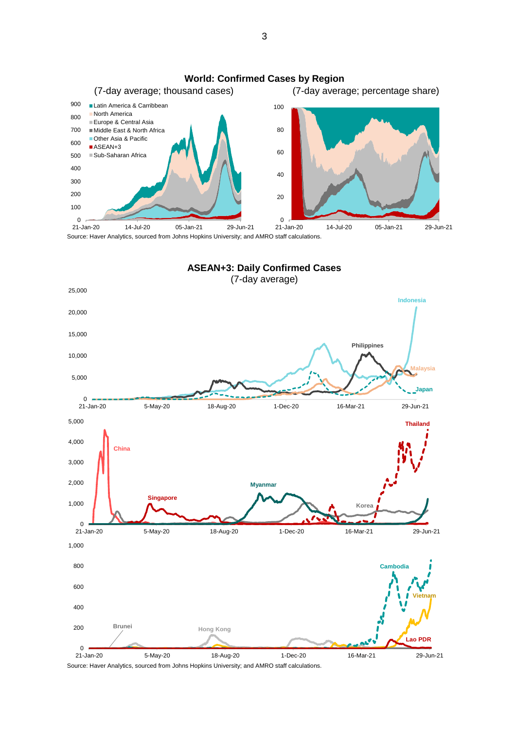**World: Confirmed Cases by Region**

(7-day average; thousand cases) (7-day average; percentage share)

- Latin America & Carribbean
- North America
- Europe & Central Asia
- Middle East & North Africa
- Other Asia & Pacific
- ASEAN+3
- Sub-Saharan Africa

Source: Haver Analytics, sourced from Johns Hopkins University; and AMRO staff calculations.

**ASEAN+3: Daily Confirmed Cases**

(7-day average)

Source: Haver Analytics, sourced from Johns Hopkins University; and AMRO staff calculations.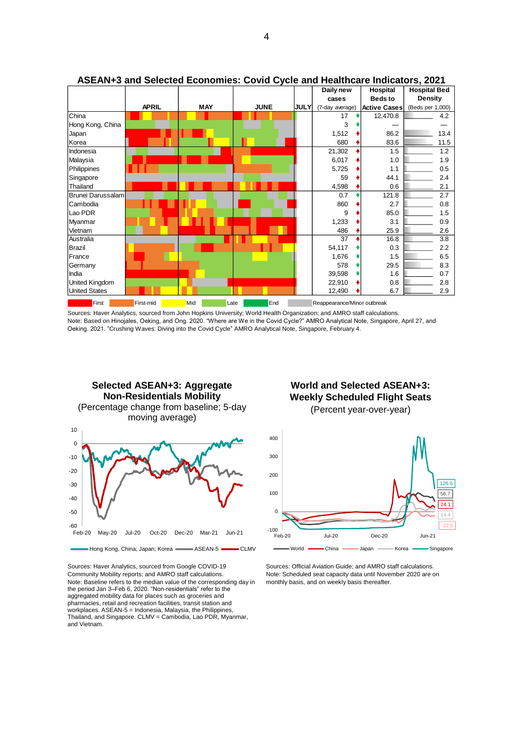## ASEAN+3 and Selected Economies: Covid Cycle and Healthcare Indicators, 2021

| | APRIL | MAY | JUNE | JULY | Daily new cases (7-day average) | Hospital Beds to Active Cases | Hospital Bed Density (Beds per 1,000) |
|---|---|---|---|---|---|---|---|
| China | | | | | 17 ↓ | 12,470.8 | 4.2 |
| Hong Kong, China | | | | | 3 ↓ | — | — |
| Japan | | | | | 1,512 ↑ | 86.2 | 13.4 |
| Korea | | | | | 680 ↑ | 83.6 | 11.5 |
| Indonesia | | | | | 21,302 ↑ | 1.5 | 1.2 |
| Malaysia | | | | | 6,017 ↑ | 1.0 | 1.9 |
| Philippines | | | | | 5,725 ↑ | 1.1 | 0.5 |
| Singapore | | | | | 59 ↑ | 44.1 | 2.4 |
| Thailand | | | | | 4,598 ↑ | 0.6 | 2.1 |
| Brunei Darussalam | | | | | 0.7 ↓ | 121.8 | 2.7 |
| Cambodia | | | | | 860 ↑ | 2.7 | 0.8 |
| Lao PDR | | | | | 9 ↑ | 85.0 | 1.5 |
| Myanmar | | | | | 1,233 ↑ | 3.1 | 0.9 |
| Vietnam | | | | | 486 ↑ | 25.9 | 2.6 |
| Australia | | | | | 37 ↑ | 16.8 | 3.8 |
| Brazil | | | | | 54,117 ↓ | 0.3 | 2.2 |
| France | | | | | 1,676 ↓ | 1.5 | 6.5 |
| Germany | | | | | 578 ↓ | 29.5 | 8.3 |
| India | | | | | 39,598 ↓ | 1.6 | 0.7 |
| United Kingdom | | | | | 22,910 ↑ | 0.8 | 2.8 |
| United States | | | | | 12,490 ↑ | 6.7 | 2.9 |

First | First-mid | Mid | Late | End | Reappearance/Minor outbreak

Sources: Haver Analytics, sourced from John Hopkins University; World Health Organization; and AMRO staff calculations.
Note: Based on Hinojales, Oeking, and Ong. 2020. "Where are We in the Covid Cycle?" AMRO Analytical Note, Singapore, April 27, and Oeking. 2021. "Crushing Waves: Diving into the Covid Cycle" AMRO Analytical Note, Singapore, February 4.

### Selected ASEAN+3: Aggregate Non-Residentials Mobility
(Percentage change from baseline; 5-day moving average)

10
0
-10
-20
-30
-40
-50
-60
Feb-20 May-20 Jul-20 Oct-20 Dec-20 Mar-21 Jun-21

Hong Kong, China; Japan; Korea — ASEAN-5 — CLMV

Sources: Haver Analytics, sourced from Google COVID-19 Community Mobility reports; and AMRO staff calculations.
Note: Baseline refers to the median value of the corresponding day in the period Jan 3–Feb 6, 2020. "Non-residentials" refer to the aggregated mobility data for places such as groceries and pharmacies, retail and recreation facilities, transit station and workplaces. ASEAN-5 = Indonesia, Malaysia, the Philippines, Thailand, and Singapore. CLMV = Cambodia, Lao PDR, Myanmar, and Vietnam.

### World and Selected ASEAN+3: Weekly Scheduled Flight Seats
(Percent year-over-year)

400
300
200
100
0
-100
Feb-20 Jul-20 Dec-20 Jun-21

126.6
56.7
24.1
14.4
-22.5

World — China — Japan — Korea — Singapore

Sources: Official Aviation Guide; and AMRO staff calculations.
Note: Scheduled seat capacity data until November 2020 are on monthly basis, and on weekly basis thereafter.